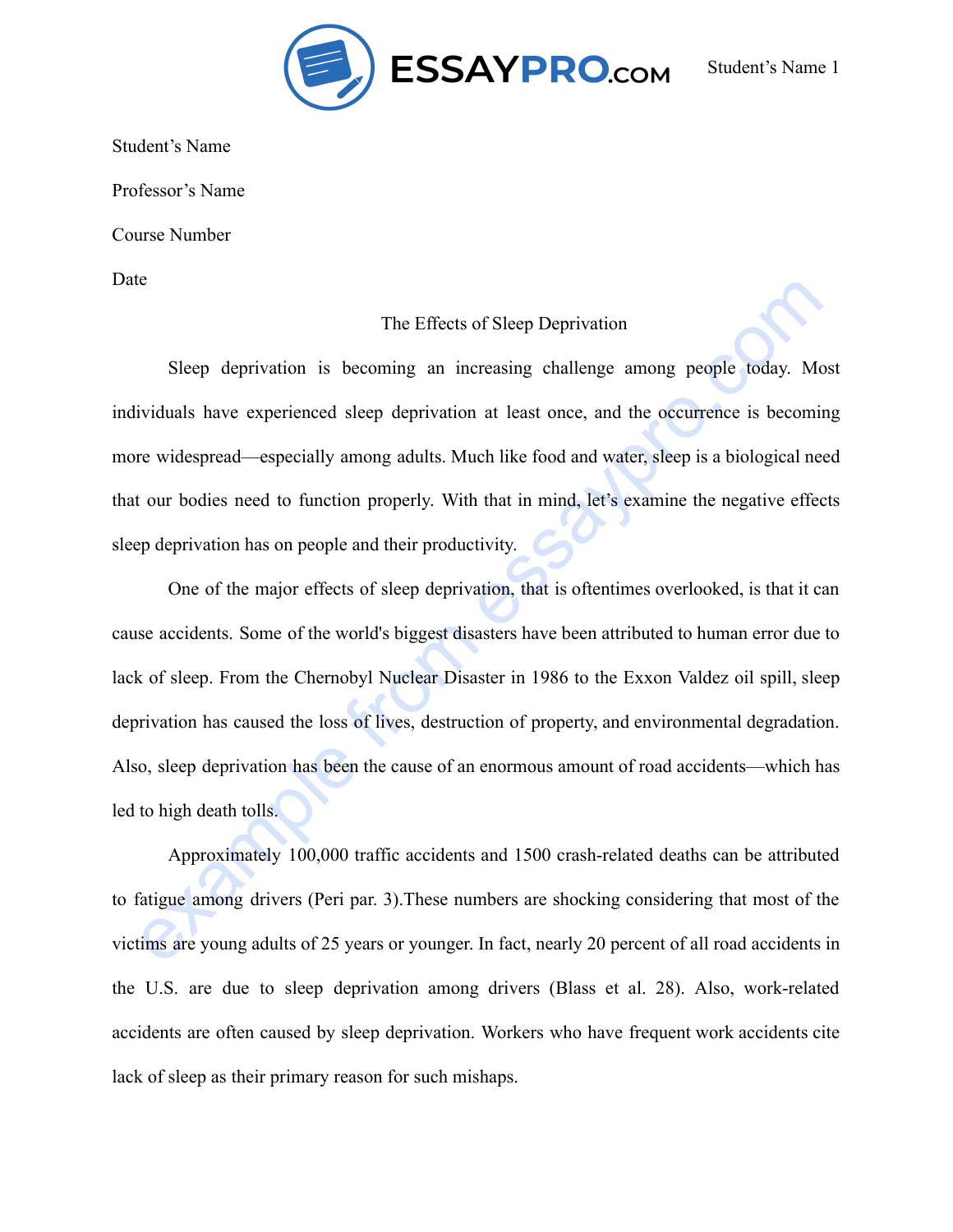Student's Name

Professor's Name

Course Number

Date

The Effects of Sleep Deprivation

Sleep deprivation is becoming an increasing challenge among people today. Most individuals have experienced sleep deprivation at least once, and the occurrence is becoming more widespread—especially among adults. Much like food and water, sleep is a biological need that our bodies need to function properly. With that in mind, let's examine the negative effects sleep deprivation has on people and their productivity.

One of the major effects of sleep deprivation, that is oftentimes overlooked, is that it can cause accidents. Some of the world's biggest disasters have been attributed to human error due to lack of sleep. From the Chernobyl Nuclear Disaster in 1986 to the Exxon Valdez oil spill, sleep deprivation has caused the loss of lives, destruction of property, and environmental degradation. Also, sleep deprivation has been the cause of an enormous amount of road accidents—which has led to high death tolls.

Approximately 100,000 traffic accidents and 1500 crash-related deaths can be attributed to fatigue among drivers (Peri par. 3).These numbers are shocking considering that most of the victims are young adults of 25 years or younger. In fact, nearly 20 percent of all road accidents in the U.S. are due to sleep deprivation among drivers (Blass et al. 28). Also, work-related accidents are often caused by sleep deprivation. Workers who have frequent work accidents cite lack of sleep as their primary reason for such mishaps.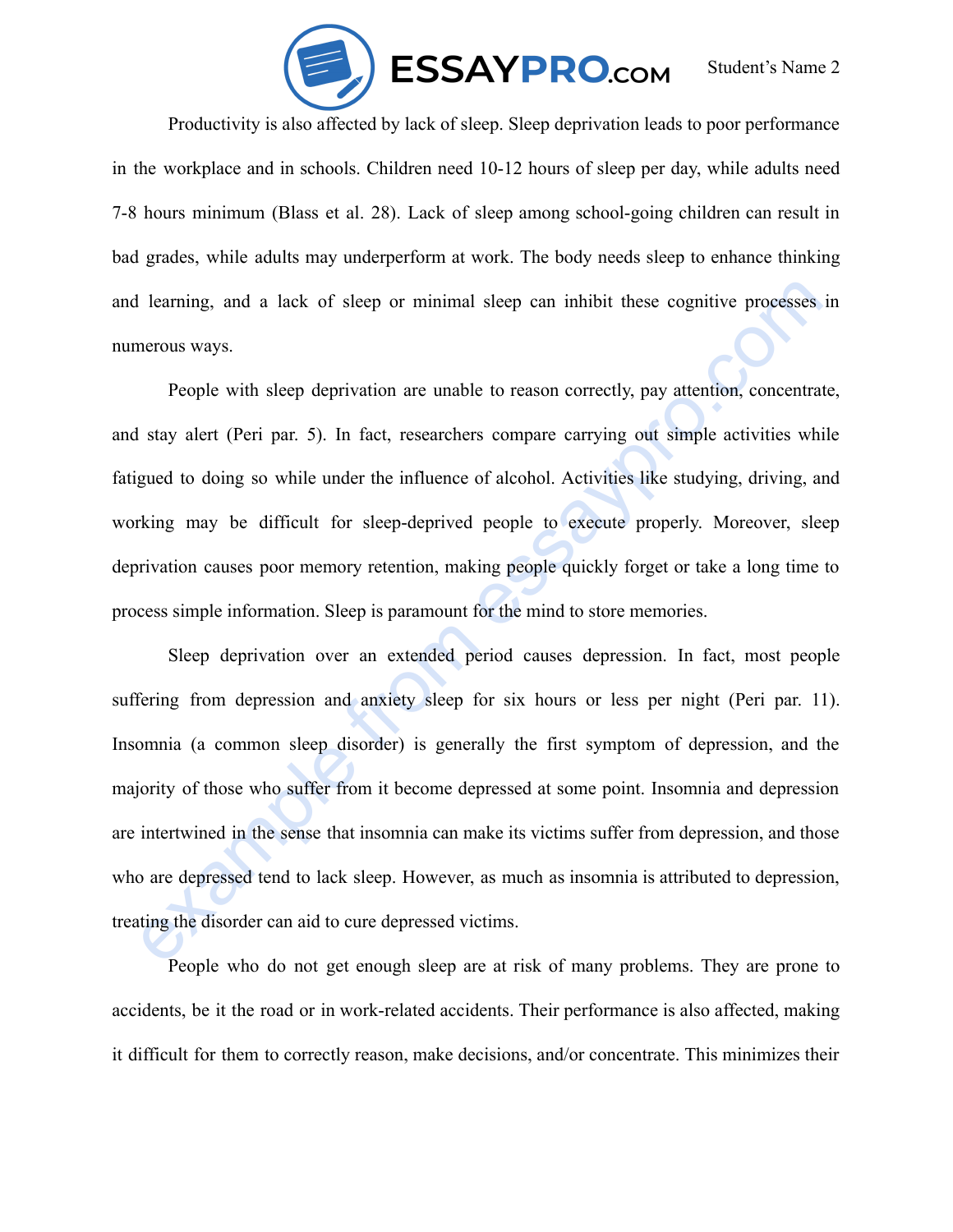Productivity is also affected by lack of sleep. Sleep deprivation leads to poor performance in the workplace and in schools. Children need 10-12 hours of sleep per day, while adults need 7-8 hours minimum (Blass et al. 28). Lack of sleep among school-going children can result in bad grades, while adults may underperform at work. The body needs sleep to enhance thinking and learning, and a lack of sleep or minimal sleep can inhibit these cognitive processes in numerous ways.

People with sleep deprivation are unable to reason correctly, pay attention, concentrate, and stay alert (Peri par. 5). In fact, researchers compare carrying out simple activities while fatigued to doing so while under the influence of alcohol. Activities like studying, driving, and working may be difficult for sleep-deprived people to execute properly. Moreover, sleep deprivation causes poor memory retention, making people quickly forget or take a long time to process simple information. Sleep is paramount for the mind to store memories.

Sleep deprivation over an extended period causes depression. In fact, most people suffering from depression and anxiety sleep for six hours or less per night (Peri par. 11). Insomnia (a common sleep disorder) is generally the first symptom of depression, and the majority of those who suffer from it become depressed at some point. Insomnia and depression are intertwined in the sense that insomnia can make its victims suffer from depression, and those who are depressed tend to lack sleep. However, as much as insomnia is attributed to depression, treating the disorder can aid to cure depressed victims.

People who do not get enough sleep are at risk of many problems. They are prone to accidents, be it the road or in work-related accidents. Their performance is also affected, making it difficult for them to correctly reason, make decisions, and/or concentrate. This minimizes their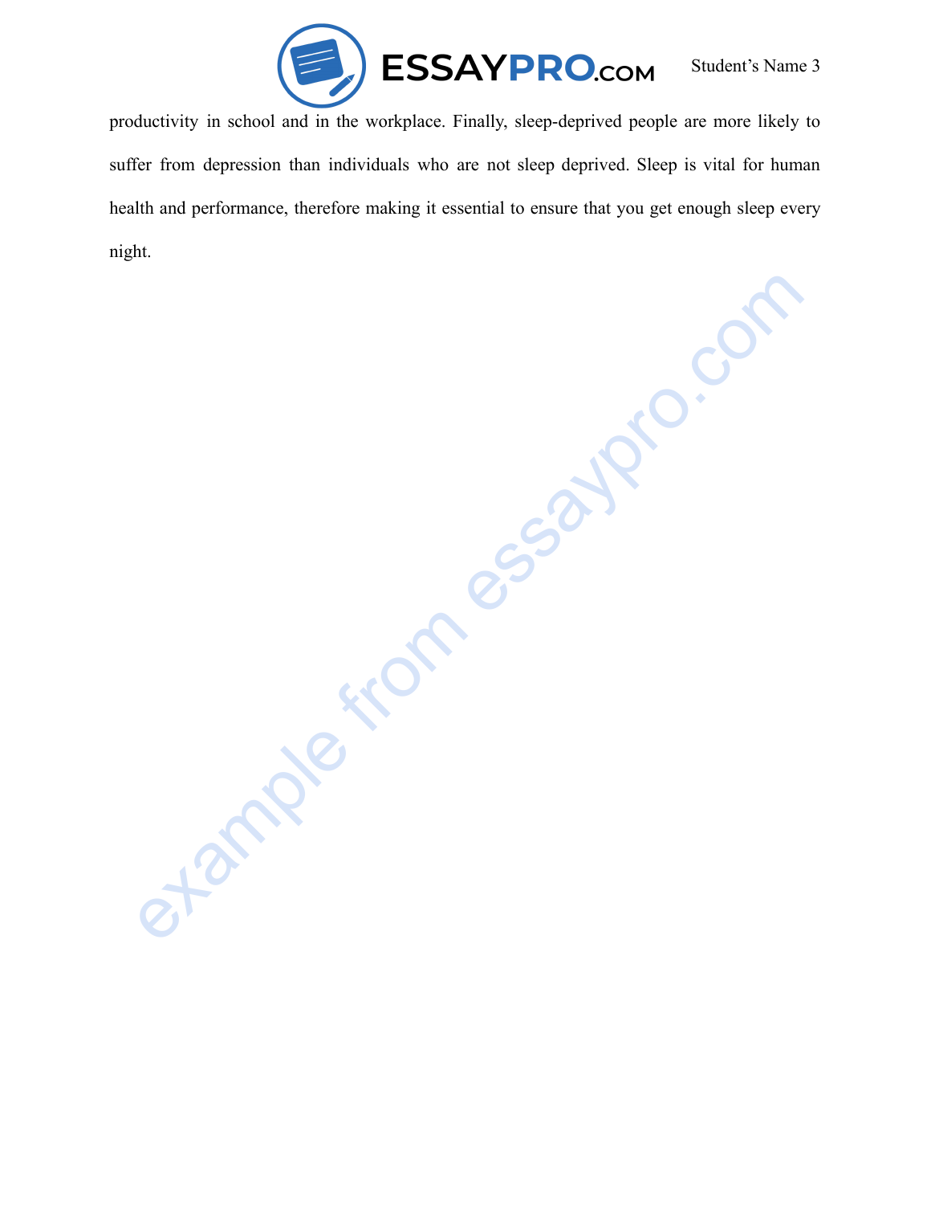productivity in school and in the workplace. Finally, sleep-deprived people are more likely to suffer from depression than individuals who are not sleep deprived. Sleep is vital for human health and performance, therefore making it essential to ensure that you get enough sleep every night.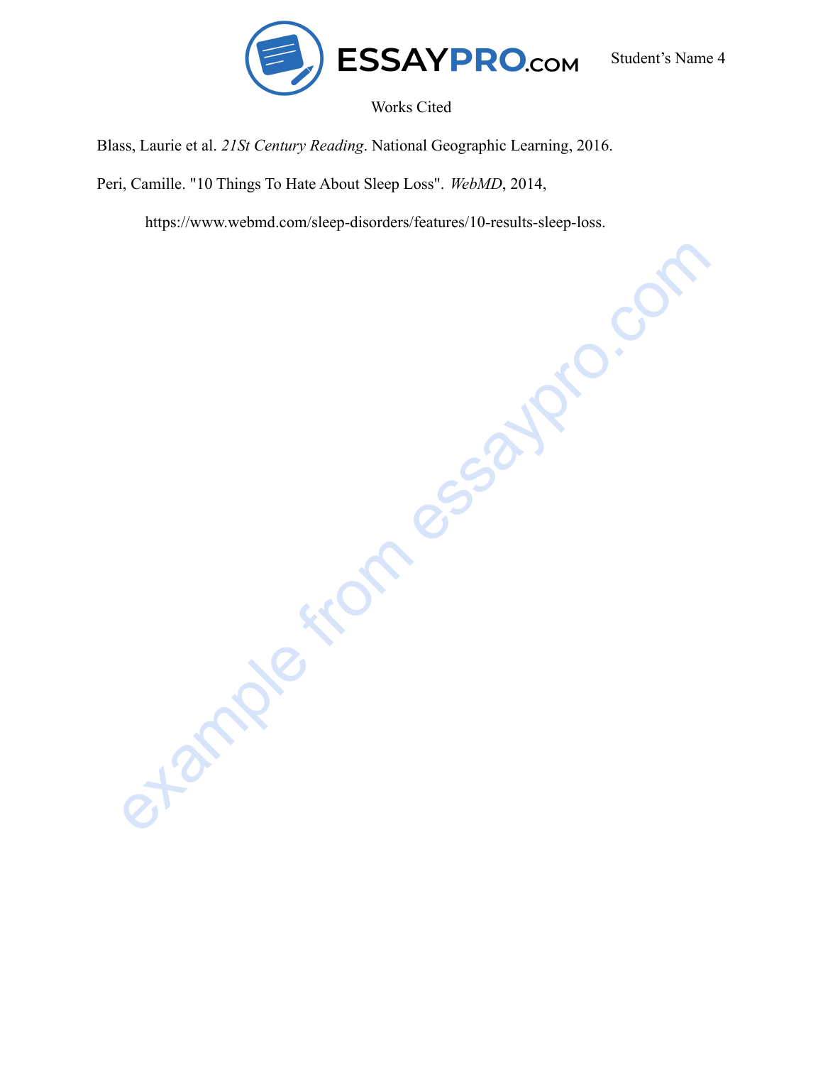Works Cited

Blass, Laurie et al. *21St Century Reading*. National Geographic Learning, 2016.

Peri, Camille. "10 Things To Hate About Sleep Loss". *WebMD*, 2014, https://www.webmd.com/sleep-disorders/features/10-results-sleep-loss.